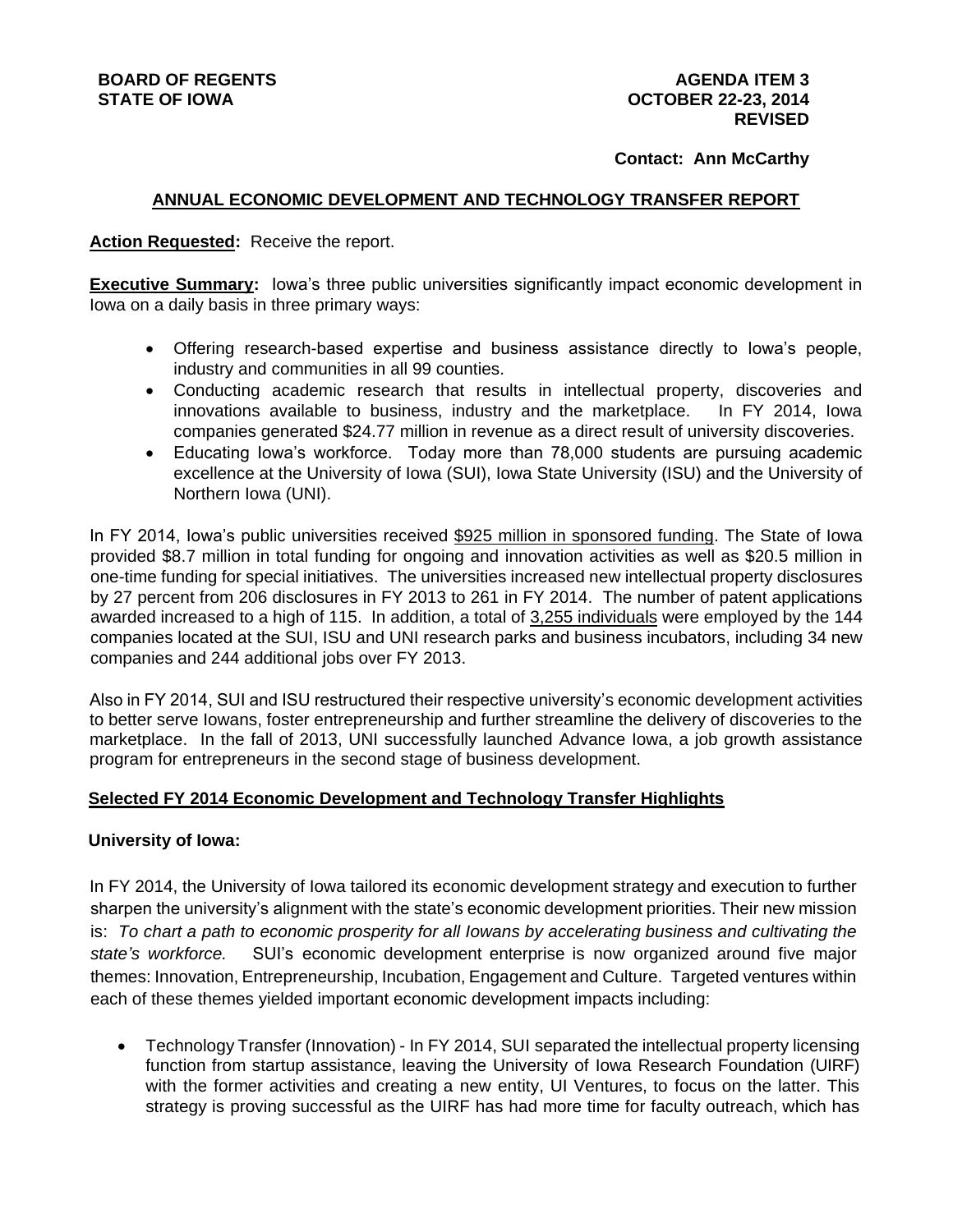**BOARD OF REGENTS**
**STATE OF IOWA**

**AGENDA ITEM 3**
**OCTOBER 22-23, 2014**
**REVISED**

**Contact: Ann McCarthy**

## ANNUAL ECONOMIC DEVELOPMENT AND TECHNOLOGY TRANSFER REPORT

**Action Requested:** Receive the report.

**Executive Summary:** Iowa's three public universities significantly impact economic development in Iowa on a daily basis in three primary ways:

- Offering research-based expertise and business assistance directly to Iowa's people, industry and communities in all 99 counties.
- Conducting academic research that results in intellectual property, discoveries and innovations available to business, industry and the marketplace. In FY 2014, Iowa companies generated $24.77 million in revenue as a direct result of university discoveries.
- Educating Iowa's workforce. Today more than 78,000 students are pursuing academic excellence at the University of Iowa (SUI), Iowa State University (ISU) and the University of Northern Iowa (UNI).

In FY 2014, Iowa's public universities received $925 million in sponsored funding. The State of Iowa provided $8.7 million in total funding for ongoing and innovation activities as well as $20.5 million in one-time funding for special initiatives. The universities increased new intellectual property disclosures by 27 percent from 206 disclosures in FY 2013 to 261 in FY 2014. The number of patent applications awarded increased to a high of 115. In addition, a total of 3,255 individuals were employed by the 144 companies located at the SUI, ISU and UNI research parks and business incubators, including 34 new companies and 244 additional jobs over FY 2013.

Also in FY 2014, SUI and ISU restructured their respective university's economic development activities to better serve Iowans, foster entrepreneurship and further streamline the delivery of discoveries to the marketplace. In the fall of 2013, UNI successfully launched Advance Iowa, a job growth assistance program for entrepreneurs in the second stage of business development.

### Selected FY 2014 Economic Development and Technology Transfer Highlights

**University of Iowa:**

In FY 2014, the University of Iowa tailored its economic development strategy and execution to further sharpen the university's alignment with the state's economic development priorities. Their new mission is: *To chart a path to economic prosperity for all Iowans by accelerating business and cultivating the state's workforce.* SUI's economic development enterprise is now organized around five major themes: Innovation, Entrepreneurship, Incubation, Engagement and Culture. Targeted ventures within each of these themes yielded important economic development impacts including:

- Technology Transfer (Innovation) - In FY 2014, SUI separated the intellectual property licensing function from startup assistance, leaving the University of Iowa Research Foundation (UIRF) with the former activities and creating a new entity, UI Ventures, to focus on the latter. This strategy is proving successful as the UIRF has had more time for faculty outreach, which has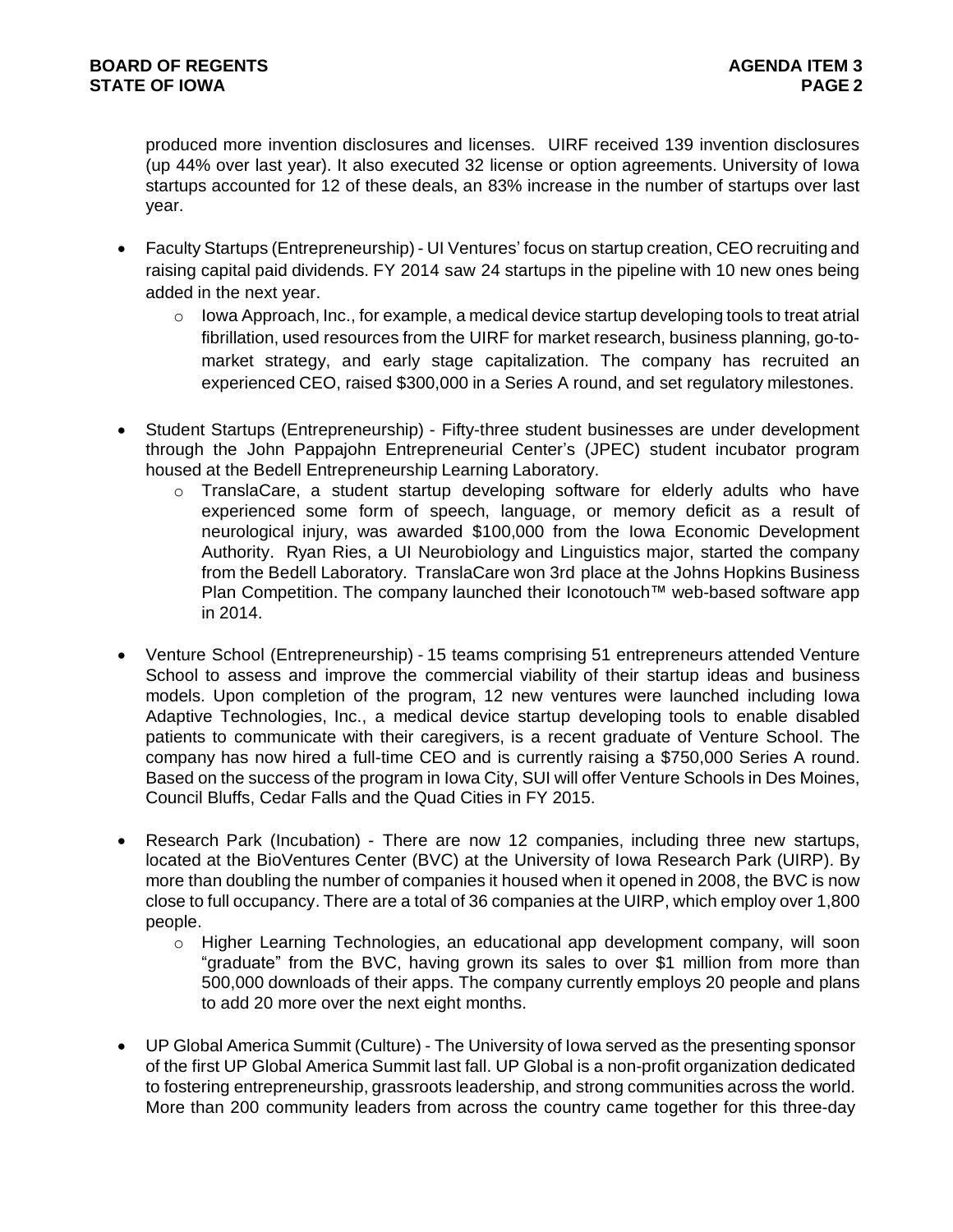produced more invention disclosures and licenses. UIRF received 139 invention disclosures (up 44% over last year). It also executed 32 license or option agreements. University of Iowa startups accounted for 12 of these deals, an 83% increase in the number of startups over last year.

- Faculty Startups (Entrepreneurship) - UI Ventures' focus on startup creation, CEO recruiting and raising capital paid dividends. FY 2014 saw 24 startups in the pipeline with 10 new ones being added in the next year.
  - Iowa Approach, Inc., for example, a medical device startup developing tools to treat atrial fibrillation, used resources from the UIRF for market research, business planning, go-to-market strategy, and early stage capitalization. The company has recruited an experienced CEO, raised $300,000 in a Series A round, and set regulatory milestones.

- Student Startups (Entrepreneurship) - Fifty-three student businesses are under development through the John Pappajohn Entrepreneurial Center's (JPEC) student incubator program housed at the Bedell Entrepreneurship Learning Laboratory.
  - TranslaCare, a student startup developing software for elderly adults who have experienced some form of speech, language, or memory deficit as a result of neurological injury, was awarded $100,000 from the Iowa Economic Development Authority. Ryan Ries, a UI Neurobiology and Linguistics major, started the company from the Bedell Laboratory. TranslaCare won 3rd place at the Johns Hopkins Business Plan Competition. The company launched their Iconotouch™ web-based software app in 2014.

- Venture School (Entrepreneurship) - 15 teams comprising 51 entrepreneurs attended Venture School to assess and improve the commercial viability of their startup ideas and business models. Upon completion of the program, 12 new ventures were launched including Iowa Adaptive Technologies, Inc., a medical device startup developing tools to enable disabled patients to communicate with their caregivers, is a recent graduate of Venture School. The company has now hired a full-time CEO and is currently raising a $750,000 Series A round. Based on the success of the program in Iowa City, SUI will offer Venture Schools in Des Moines, Council Bluffs, Cedar Falls and the Quad Cities in FY 2015.

- Research Park (Incubation) - There are now 12 companies, including three new startups, located at the BioVentures Center (BVC) at the University of Iowa Research Park (UIRP). By more than doubling the number of companies it housed when it opened in 2008, the BVC is now close to full occupancy. There are a total of 36 companies at the UIRP, which employ over 1,800 people.
  - Higher Learning Technologies, an educational app development company, will soon "graduate" from the BVC, having grown its sales to over $1 million from more than 500,000 downloads of their apps. The company currently employs 20 people and plans to add 20 more over the next eight months.

- UP Global America Summit (Culture) - The University of Iowa served as the presenting sponsor of the first UP Global America Summit last fall. UP Global is a non-profit organization dedicated to fostering entrepreneurship, grassroots leadership, and strong communities across the world. More than 200 community leaders from across the country came together for this three-day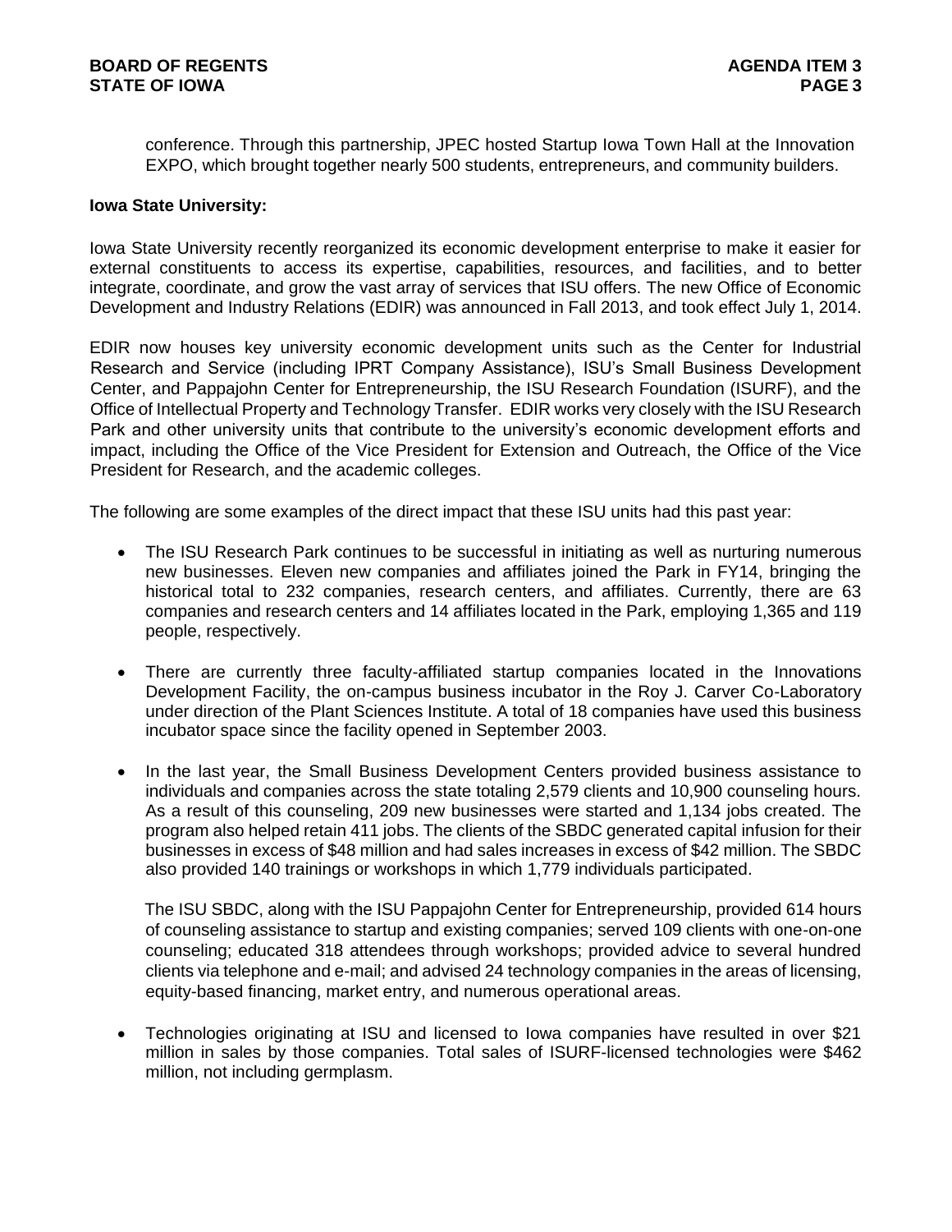conference. Through this partnership, JPEC hosted Startup Iowa Town Hall at the Innovation EXPO, which brought together nearly 500 students, entrepreneurs, and community builders.

**Iowa State University:**

Iowa State University recently reorganized its economic development enterprise to make it easier for external constituents to access its expertise, capabilities, resources, and facilities, and to better integrate, coordinate, and grow the vast array of services that ISU offers. The new Office of Economic Development and Industry Relations (EDIR) was announced in Fall 2013, and took effect July 1, 2014.

EDIR now houses key university economic development units such as the Center for Industrial Research and Service (including IPRT Company Assistance), ISU's Small Business Development Center, and Pappajohn Center for Entrepreneurship, the ISU Research Foundation (ISURF), and the Office of Intellectual Property and Technology Transfer. EDIR works very closely with the ISU Research Park and other university units that contribute to the university's economic development efforts and impact, including the Office of the Vice President for Extension and Outreach, the Office of the Vice President for Research, and the academic colleges.

The following are some examples of the direct impact that these ISU units had this past year:

- The ISU Research Park continues to be successful in initiating as well as nurturing numerous new businesses. Eleven new companies and affiliates joined the Park in FY14, bringing the historical total to 232 companies, research centers, and affiliates. Currently, there are 63 companies and research centers and 14 affiliates located in the Park, employing 1,365 and 119 people, respectively.

- There are currently three faculty-affiliated startup companies located in the Innovations Development Facility, the on-campus business incubator in the Roy J. Carver Co-Laboratory under direction of the Plant Sciences Institute. A total of 18 companies have used this business incubator space since the facility opened in September 2003.

- In the last year, the Small Business Development Centers provided business assistance to individuals and companies across the state totaling 2,579 clients and 10,900 counseling hours. As a result of this counseling, 209 new businesses were started and 1,134 jobs created. The program also helped retain 411 jobs. The clients of the SBDC generated capital infusion for their businesses in excess of $48 million and had sales increases in excess of $42 million. The SBDC also provided 140 trainings or workshops in which 1,779 individuals participated.

  The ISU SBDC, along with the ISU Pappajohn Center for Entrepreneurship, provided 614 hours of counseling assistance to startup and existing companies; served 109 clients with one-on-one counseling; educated 318 attendees through workshops; provided advice to several hundred clients via telephone and e-mail; and advised 24 technology companies in the areas of licensing, equity-based financing, market entry, and numerous operational areas.

- Technologies originating at ISU and licensed to Iowa companies have resulted in over $21 million in sales by those companies. Total sales of ISURF-licensed technologies were $462 million, not including germplasm.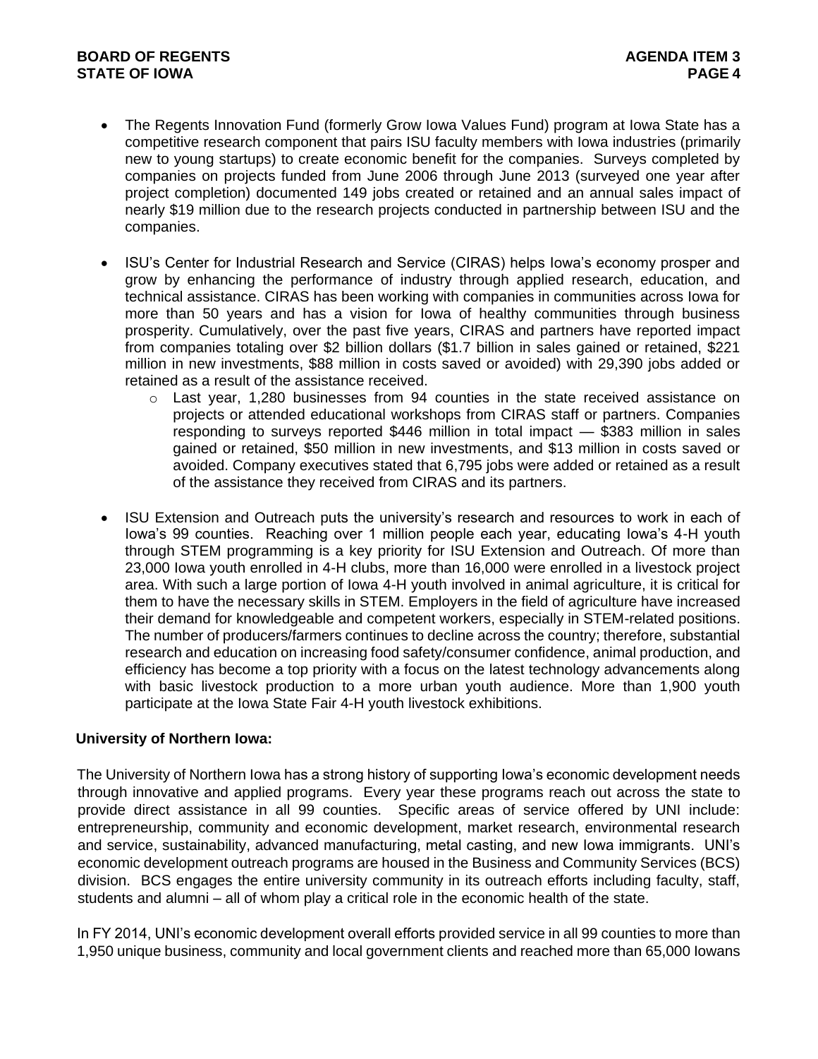- The Regents Innovation Fund (formerly Grow Iowa Values Fund) program at Iowa State has a competitive research component that pairs ISU faculty members with Iowa industries (primarily new to young startups) to create economic benefit for the companies. Surveys completed by companies on projects funded from June 2006 through June 2013 (surveyed one year after project completion) documented 149 jobs created or retained and an annual sales impact of nearly $19 million due to the research projects conducted in partnership between ISU and the companies.

- ISU's Center for Industrial Research and Service (CIRAS) helps Iowa's economy prosper and grow by enhancing the performance of industry through applied research, education, and technical assistance. CIRAS has been working with companies in communities across Iowa for more than 50 years and has a vision for Iowa of healthy communities through business prosperity. Cumulatively, over the past five years, CIRAS and partners have reported impact from companies totaling over $2 billion dollars ($1.7 billion in sales gained or retained, $221 million in new investments, $88 million in costs saved or avoided) with 29,390 jobs added or retained as a result of the assistance received.
  - Last year, 1,280 businesses from 94 counties in the state received assistance on projects or attended educational workshops from CIRAS staff or partners. Companies responding to surveys reported $446 million in total impact — $383 million in sales gained or retained, $50 million in new investments, and $13 million in costs saved or avoided. Company executives stated that 6,795 jobs were added or retained as a result of the assistance they received from CIRAS and its partners.

- ISU Extension and Outreach puts the university's research and resources to work in each of Iowa's 99 counties. Reaching over 1 million people each year, educating Iowa's 4-H youth through STEM programming is a key priority for ISU Extension and Outreach. Of more than 23,000 Iowa youth enrolled in 4-H clubs, more than 16,000 were enrolled in a livestock project area. With such a large portion of Iowa 4-H youth involved in animal agriculture, it is critical for them to have the necessary skills in STEM. Employers in the field of agriculture have increased their demand for knowledgeable and competent workers, especially in STEM-related positions. The number of producers/farmers continues to decline across the country; therefore, substantial research and education on increasing food safety/consumer confidence, animal production, and efficiency has become a top priority with a focus on the latest technology advancements along with basic livestock production to a more urban youth audience. More than 1,900 youth participate at the Iowa State Fair 4-H youth livestock exhibitions.

**University of Northern Iowa:**

The University of Northern Iowa has a strong history of supporting Iowa's economic development needs through innovative and applied programs. Every year these programs reach out across the state to provide direct assistance in all 99 counties. Specific areas of service offered by UNI include: entrepreneurship, community and economic development, market research, environmental research and service, sustainability, advanced manufacturing, metal casting, and new Iowa immigrants. UNI's economic development outreach programs are housed in the Business and Community Services (BCS) division. BCS engages the entire university community in its outreach efforts including faculty, staff, students and alumni – all of whom play a critical role in the economic health of the state.

In FY 2014, UNI's economic development overall efforts provided service in all 99 counties to more than 1,950 unique business, community and local government clients and reached more than 65,000 Iowans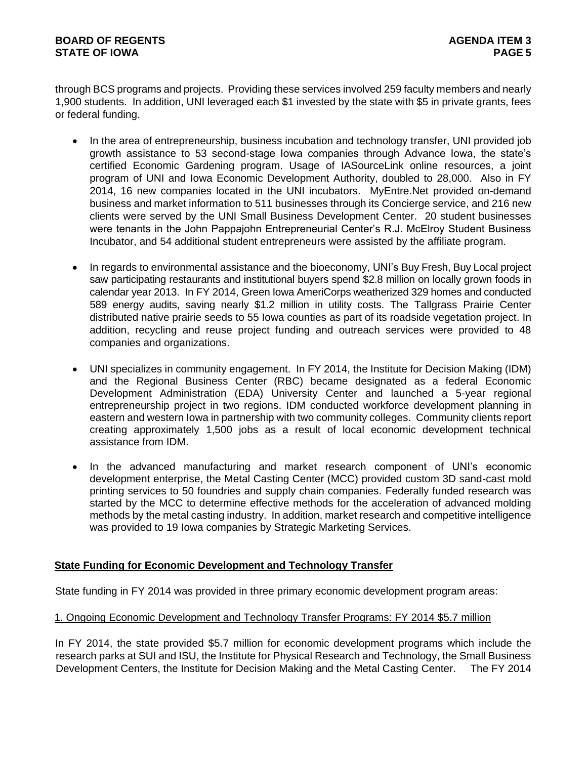through BCS programs and projects. Providing these services involved 259 faculty members and nearly 1,900 students. In addition, UNI leveraged each $1 invested by the state with $5 in private grants, fees or federal funding.

- In the area of entrepreneurship, business incubation and technology transfer, UNI provided job growth assistance to 53 second-stage Iowa companies through Advance Iowa, the state's certified Economic Gardening program. Usage of IASourceLink online resources, a joint program of UNI and Iowa Economic Development Authority, doubled to 28,000. Also in FY 2014, 16 new companies located in the UNI incubators. MyEntre.Net provided on-demand business and market information to 511 businesses through its Concierge service, and 216 new clients were served by the UNI Small Business Development Center. 20 student businesses were tenants in the John Pappajohn Entrepreneurial Center's R.J. McElroy Student Business Incubator, and 54 additional student entrepreneurs were assisted by the affiliate program.

- In regards to environmental assistance and the bioeconomy, UNI's Buy Fresh, Buy Local project saw participating restaurants and institutional buyers spend $2.8 million on locally grown foods in calendar year 2013. In FY 2014, Green Iowa AmeriCorps weatherized 329 homes and conducted 589 energy audits, saving nearly $1.2 million in utility costs. The Tallgrass Prairie Center distributed native prairie seeds to 55 Iowa counties as part of its roadside vegetation project. In addition, recycling and reuse project funding and outreach services were provided to 48 companies and organizations.

- UNI specializes in community engagement. In FY 2014, the Institute for Decision Making (IDM) and the Regional Business Center (RBC) became designated as a federal Economic Development Administration (EDA) University Center and launched a 5-year regional entrepreneurship project in two regions. IDM conducted workforce development planning in eastern and western Iowa in partnership with two community colleges. Community clients report creating approximately 1,500 jobs as a result of local economic development technical assistance from IDM.

- In the advanced manufacturing and market research component of UNI's economic development enterprise, the Metal Casting Center (MCC) provided custom 3D sand-cast mold printing services to 50 foundries and supply chain companies. Federally funded research was started by the MCC to determine effective methods for the acceleration of advanced molding methods by the metal casting industry. In addition, market research and competitive intelligence was provided to 19 Iowa companies by Strategic Marketing Services.

## State Funding for Economic Development and Technology Transfer

State funding in FY 2014 was provided in three primary economic development program areas:

### 1. Ongoing Economic Development and Technology Transfer Programs: FY 2014 $5.7 million

In FY 2014, the state provided $5.7 million for economic development programs which include the research parks at SUI and ISU, the Institute for Physical Research and Technology, the Small Business Development Centers, the Institute for Decision Making and the Metal Casting Center. The FY 2014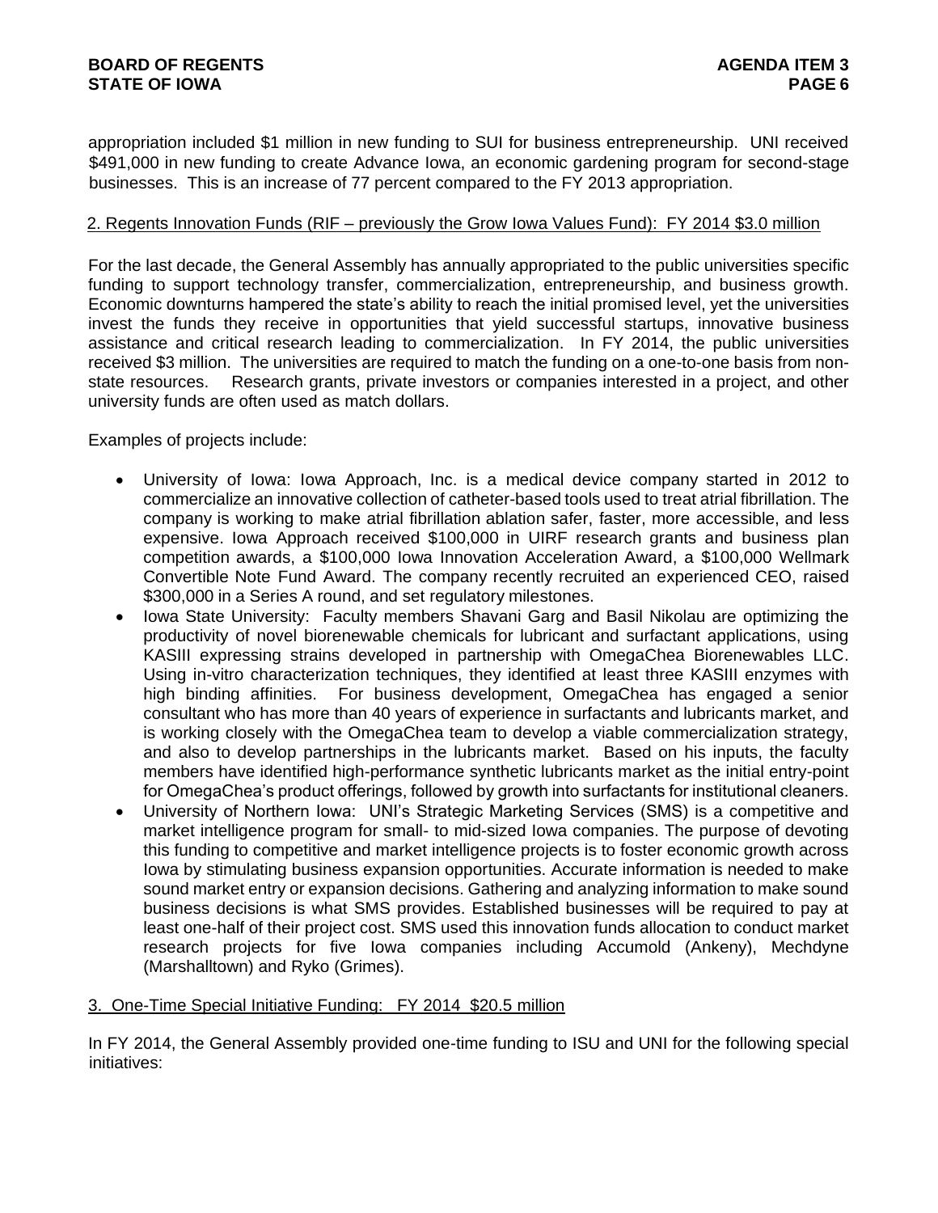appropriation included $1 million in new funding to SUI for business entrepreneurship. UNI received $491,000 in new funding to create Advance Iowa, an economic gardening program for second-stage businesses. This is an increase of 77 percent compared to the FY 2013 appropriation.

2. Regents Innovation Funds (RIF – previously the Grow Iowa Values Fund): FY 2014 $3.0 million

For the last decade, the General Assembly has annually appropriated to the public universities specific funding to support technology transfer, commercialization, entrepreneurship, and business growth. Economic downturns hampered the state's ability to reach the initial promised level, yet the universities invest the funds they receive in opportunities that yield successful startups, innovative business assistance and critical research leading to commercialization. In FY 2014, the public universities received $3 million. The universities are required to match the funding on a one-to-one basis from non-state resources. Research grants, private investors or companies interested in a project, and other university funds are often used as match dollars.

Examples of projects include:

- University of Iowa: Iowa Approach, Inc. is a medical device company started in 2012 to commercialize an innovative collection of catheter-based tools used to treat atrial fibrillation. The company is working to make atrial fibrillation ablation safer, faster, more accessible, and less expensive. Iowa Approach received $100,000 in UIRF research grants and business plan competition awards, a $100,000 Iowa Innovation Acceleration Award, a $100,000 Wellmark Convertible Note Fund Award. The company recently recruited an experienced CEO, raised $300,000 in a Series A round, and set regulatory milestones.
- Iowa State University: Faculty members Shavani Garg and Basil Nikolau are optimizing the productivity of novel biorenewable chemicals for lubricant and surfactant applications, using KASIII expressing strains developed in partnership with OmegaChea Biorenewables LLC. Using in-vitro characterization techniques, they identified at least three KASIII enzymes with high binding affinities. For business development, OmegaChea has engaged a senior consultant who has more than 40 years of experience in surfactants and lubricants market, and is working closely with the OmegaChea team to develop a viable commercialization strategy, and also to develop partnerships in the lubricants market. Based on his inputs, the faculty members have identified high-performance synthetic lubricants market as the initial entry-point for OmegaChea's product offerings, followed by growth into surfactants for institutional cleaners.
- University of Northern Iowa: UNI's Strategic Marketing Services (SMS) is a competitive and market intelligence program for small- to mid-sized Iowa companies. The purpose of devoting this funding to competitive and market intelligence projects is to foster economic growth across Iowa by stimulating business expansion opportunities. Accurate information is needed to make sound market entry or expansion decisions. Gathering and analyzing information to make sound business decisions is what SMS provides. Established businesses will be required to pay at least one-half of their project cost. SMS used this innovation funds allocation to conduct market research projects for five Iowa companies including Accumold (Ankeny), Mechdyne (Marshalltown) and Ryko (Grimes).

3. One-Time Special Initiative Funding: FY 2014 $20.5 million

In FY 2014, the General Assembly provided one-time funding to ISU and UNI for the following special initiatives: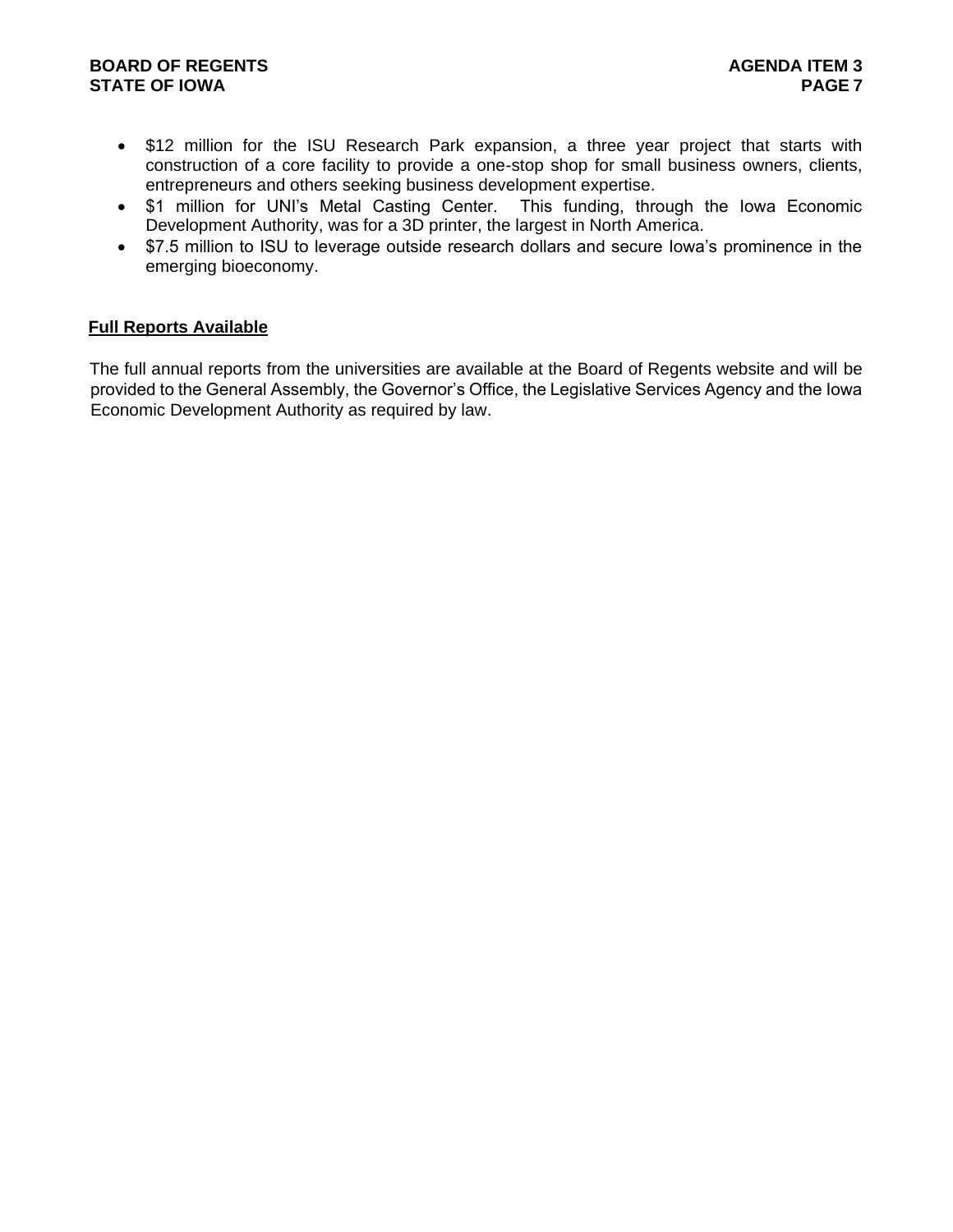- $12 million for the ISU Research Park expansion, a three year project that starts with construction of a core facility to provide a one-stop shop for small business owners, clients, entrepreneurs and others seeking business development expertise.
- $1 million for UNI's Metal Casting Center. This funding, through the Iowa Economic Development Authority, was for a 3D printer, the largest in North America.
- $7.5 million to ISU to leverage outside research dollars and secure Iowa's prominence in the emerging bioeconomy.

**Full Reports Available**

The full annual reports from the universities are available at the Board of Regents website and will be provided to the General Assembly, the Governor's Office, the Legislative Services Agency and the Iowa Economic Development Authority as required by law.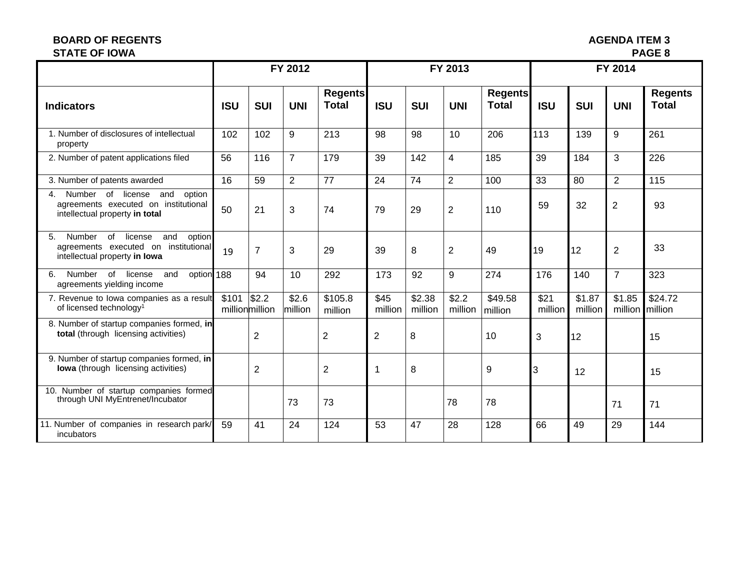**BOARD OF REGENTS**
**STATE OF IOWA**

| | FY 2012 | | | | FY 2013 | | | | FY 2014 | | | |
|---|---|---|---|---|---|---|---|---|---|---|---|---|
| **Indicators** | **ISU** | **SUI** | **UNI** | **Regents Total** | **ISU** | **SUI** | **UNI** | **Regents Total** | **ISU** | **SUI** | **UNI** | **Regents Total** |
| 1. Number of disclosures of intellectual property | 102 | 102 | 9 | 213 | 98 | 98 | 10 | 206 | 113 | 139 | 9 | 261 |
| 2. Number of patent applications filed | 56 | 116 | 7 | 179 | 39 | 142 | 4 | 185 | 39 | 184 | 3 | 226 |
| 3. Number of patents awarded | 16 | 59 | 2 | 77 | 24 | 74 | 2 | 100 | 33 | 80 | 2 | 115 |
| 4. Number of license and option agreements executed on institutional intellectual property **in total** | 50 | 21 | 3 | 74 | 79 | 29 | 2 | 110 | 59 | 32 | 2 | 93 |
| 5. Number of license and option agreements executed on institutional intellectual property **in Iowa** | 19 | 7 | 3 | 29 | 39 | 8 | 2 | 49 | 19 | 12 | 2 | 33 |
| 6. Number of license and option agreements yielding income | 188 | 94 | 10 | 292 | 173 | 92 | 9 | 274 | 176 | 140 | 7 | 323 |
| 7. Revenue to Iowa companies as a result of licensed technology[1] | $101 million | $2.2 million | $2.6 million | $105.8 million | $45 million | $2.38 million | $2.2 million | $49.58 million | $21 million | $1.87 million | $1.85 million | $24.72 million |
| 8. Number of startup companies formed, **in total** (through licensing activities) | | 2 | | 2 | 2 | 8 | | 10 | 3 | 12 | | 15 |
| 9. Number of startup companies formed, **in Iowa** (through licensing activities) | | 2 | | 2 | 1 | 8 | | 9 | 3 | 12 | | 15 |
| 10. Number of startup companies formed through UNI MyEntrenet/Incubator | | | 73 | 73 | | | 78 | 78 | | | 71 | 71 |
| 11. Number of companies in research park/incubators | 59 | 41 | 24 | 124 | 53 | 47 | 28 | 128 | 66 | 49 | 29 | 144 |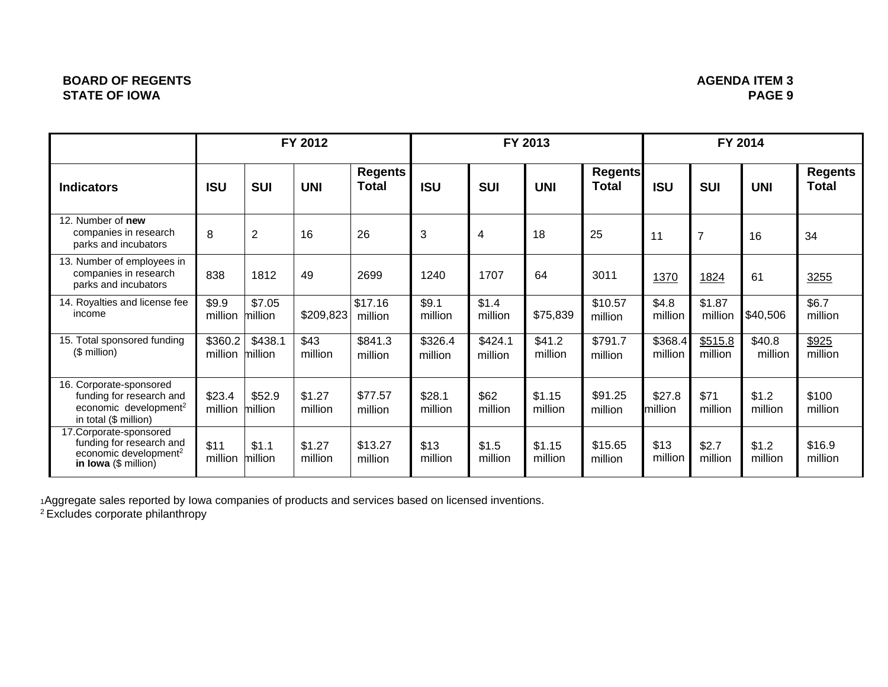| | FY 2012 | | | | FY 2013 | | | | FY 2014 | | | |
|---|---|---|---|---|---|---|---|---|---|---|---|---|
| **Indicators** | **ISU** | **SUI** | **UNI** | **Regents Total** | **ISU** | **SUI** | **UNI** | **Regents Total** | **ISU** | **SUI** | **UNI** | **Regents Total** |
| 12. Number of **new** companies in research parks and incubators | 8 | 2 | 16 | 26 | 3 | 4 | 18 | 25 | 11 | 7 | 16 | 34 |
| 13. Number of employees in companies in research parks and incubators | 838 | 1812 | 49 | 2699 | 1240 | 1707 | 64 | 3011 | 1370 | 1824 | 61 | 3255 |
| 14. Royalties and license fee income | $9.9 million | $7.05 million | $209,823 | $17.16 million | $9.1 million | $1.4 million | $75,839 | $10.57 million | $4.8 million | $1.87 million | $40,506 | $6.7 million |
| 15. Total sponsored funding ($ million) | $360.2 million | $438.1 million | $43 million | $841.3 million | $326.4 million | $424.1 million | $41.2 million | $791.7 million | $368.4 million | $515.8 million | $40.8 million | $925 million |
| 16. Corporate-sponsored funding for research and economic development[2] in total ($ million) | $23.4 million | $52.9 million | $1.27 million | $77.57 million | $28.1 million | $62 million | $1.15 million | $91.25 million | $27.8 million | $71 million | $1.2 million | $100 million |
| 17. Corporate-sponsored funding for research and economic development[2] **in Iowa** ($ million) | $11 million | $1.1 million | $1.27 million | $13.27 million | $13 million | $1.5 million | $1.15 million | $15.65 million | $13 million | $2.7 million | $1.2 million | $16.9 million |

[1] Aggregate sales reported by Iowa companies of products and services based on licensed inventions.

[2] Excludes corporate philanthropy